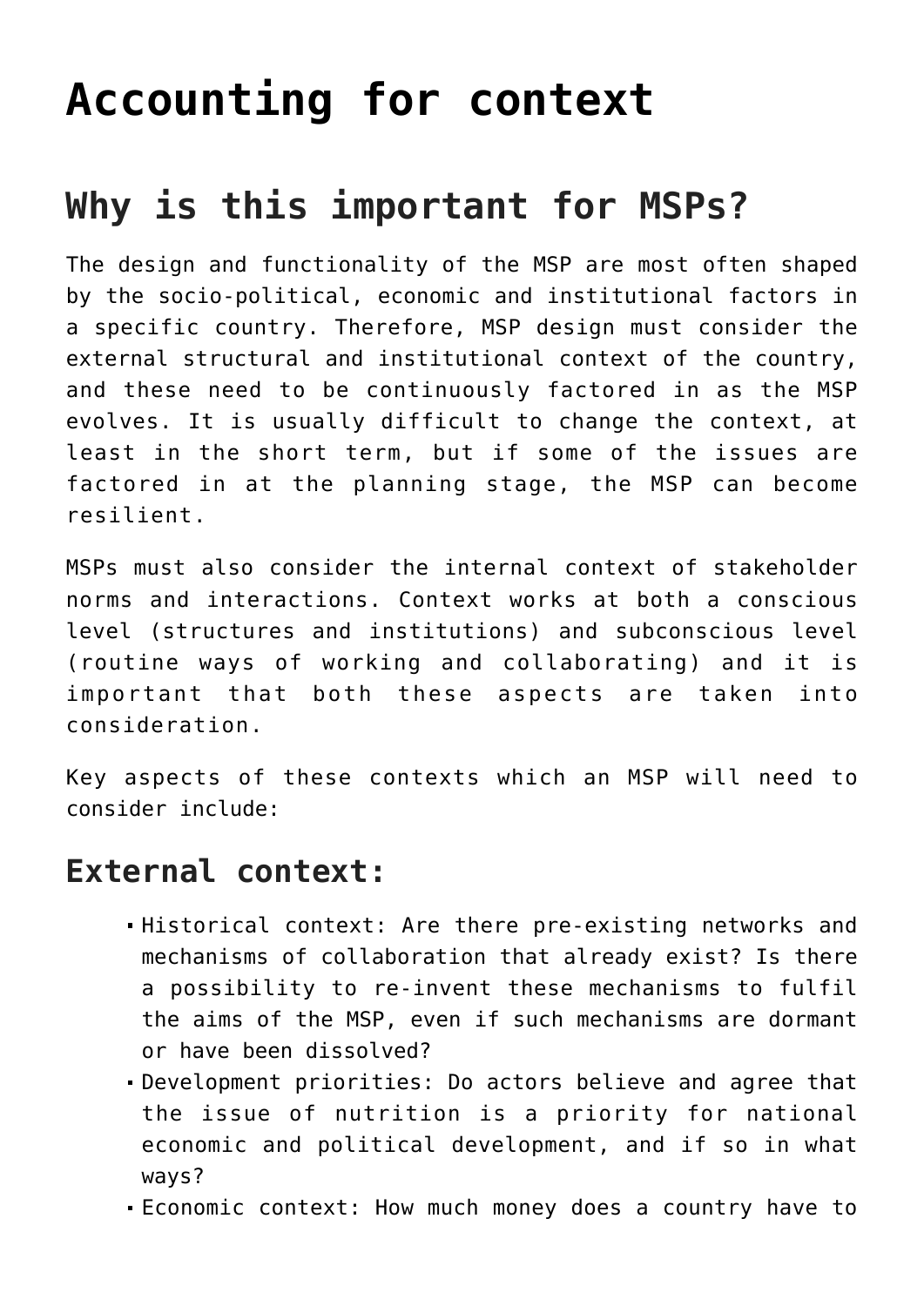# Accounting for context

## Why is this important for MSPs?

The design and functionality of the MSP are most often shaped by the socio-political, economic and institutional factors in a specific country. Therefore, MSP design must consider the external structural and institutional context of the country, and these need to be continuously factored in as the MSP evolves. It is usually difficult to change the context, at least in the short term, but if some of the issues are factored in at the planning stage, the MSP can become resilient.

MSPs must also consider the internal context of stakeholder norms and interactions. Context works at both a conscious level (structures and institutions) and subconscious level (routine ways of working and collaborating) and it is important that both these aspects are taken into consideration.

Key aspects of these contexts which an MSP will need to consider include:

### External context:

- Historical context: Are there pre-existing networks and mechanisms of collaboration that already exist? Is there a possibility to re-invent these mechanisms to fulfil the aims of the MSP, even if such mechanisms are dormant or have been dissolved?
- Development priorities: Do actors believe and agree that the issue of nutrition is a priority for national economic and political development, and if so in what ways?
- Economic context: How much money does a country have to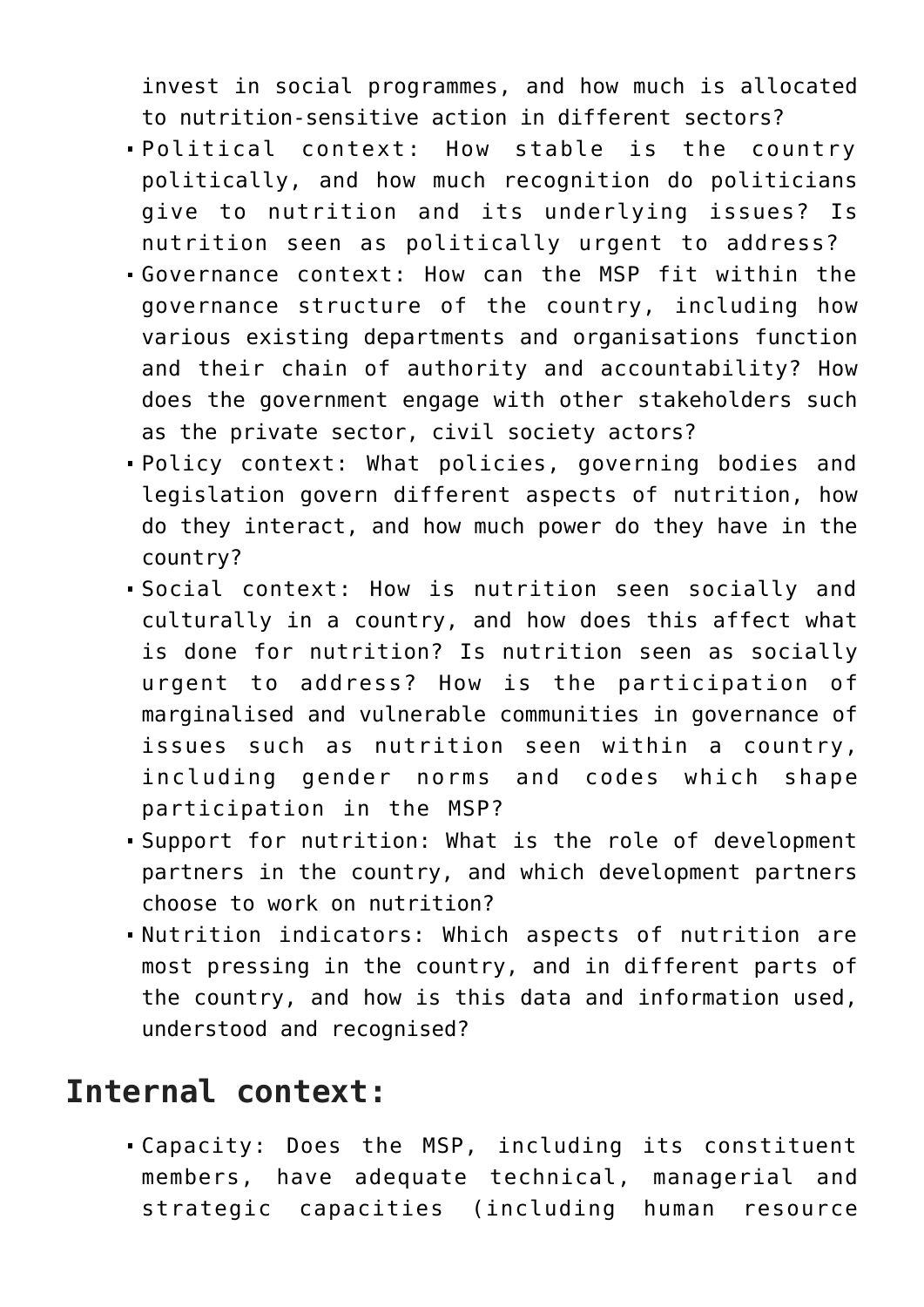invest in social programmes, and how much is allocated to nutrition-sensitive action in different sectors?

- Political context: How stable is the country politically, and how much recognition do politicians give to nutrition and its underlying issues? Is nutrition seen as politically urgent to address?
- Governance context: How can the MSP fit within the governance structure of the country, including how various existing departments and organisations function and their chain of authority and accountability? How does the government engage with other stakeholders such as the private sector, civil society actors?
- Policy context: What policies, governing bodies and legislation govern different aspects of nutrition, how do they interact, and how much power do they have in the country?
- Social context: How is nutrition seen socially and culturally in a country, and how does this affect what is done for nutrition? Is nutrition seen as socially urgent to address? How is the participation of marginalised and vulnerable communities in governance of issues such as nutrition seen within a country, including gender norms and codes which shape participation in the MSP?
- Support for nutrition: What is the role of development partners in the country, and which development partners choose to work on nutrition?
- Nutrition indicators: Which aspects of nutrition are most pressing in the country, and in different parts of the country, and how is this data and information used, understood and recognised?

## Internal context:

- Capacity: Does the MSP, including its constituent members, have adequate technical, managerial and strategic capacities (including human resource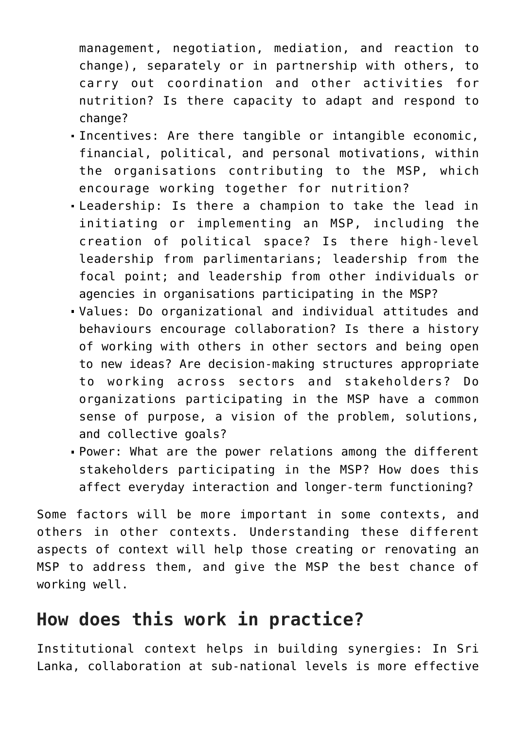management, negotiation, mediation, and reaction to change), separately or in partnership with others, to carry out coordination and other activities for nutrition? Is there capacity to adapt and respond to change?

- Incentives: Are there tangible or intangible economic, financial, political, and personal motivations, within the organisations contributing to the MSP, which encourage working together for nutrition?
- Leadership: Is there a champion to take the lead in initiating or implementing an MSP, including the creation of political space? Is there high-level leadership from parlimentarians; leadership from the focal point; and leadership from other individuals or agencies in organisations participating in the MSP?
- Values: Do organizational and individual attitudes and behaviours encourage collaboration? Is there a history of working with others in other sectors and being open to new ideas? Are decision-making structures appropriate to working across sectors and stakeholders? Do organizations participating in the MSP have a common sense of purpose, a vision of the problem, solutions, and collective goals?
- Power: What are the power relations among the different stakeholders participating in the MSP? How does this affect everyday interaction and longer-term functioning?

Some factors will be more important in some contexts, and others in other contexts. Understanding these different aspects of context will help those creating or renovating an MSP to address them, and give the MSP the best chance of working well.

## How does this work in practice?

Institutional context helps in building synergies: In Sri Lanka, collaboration at sub-national levels is more effective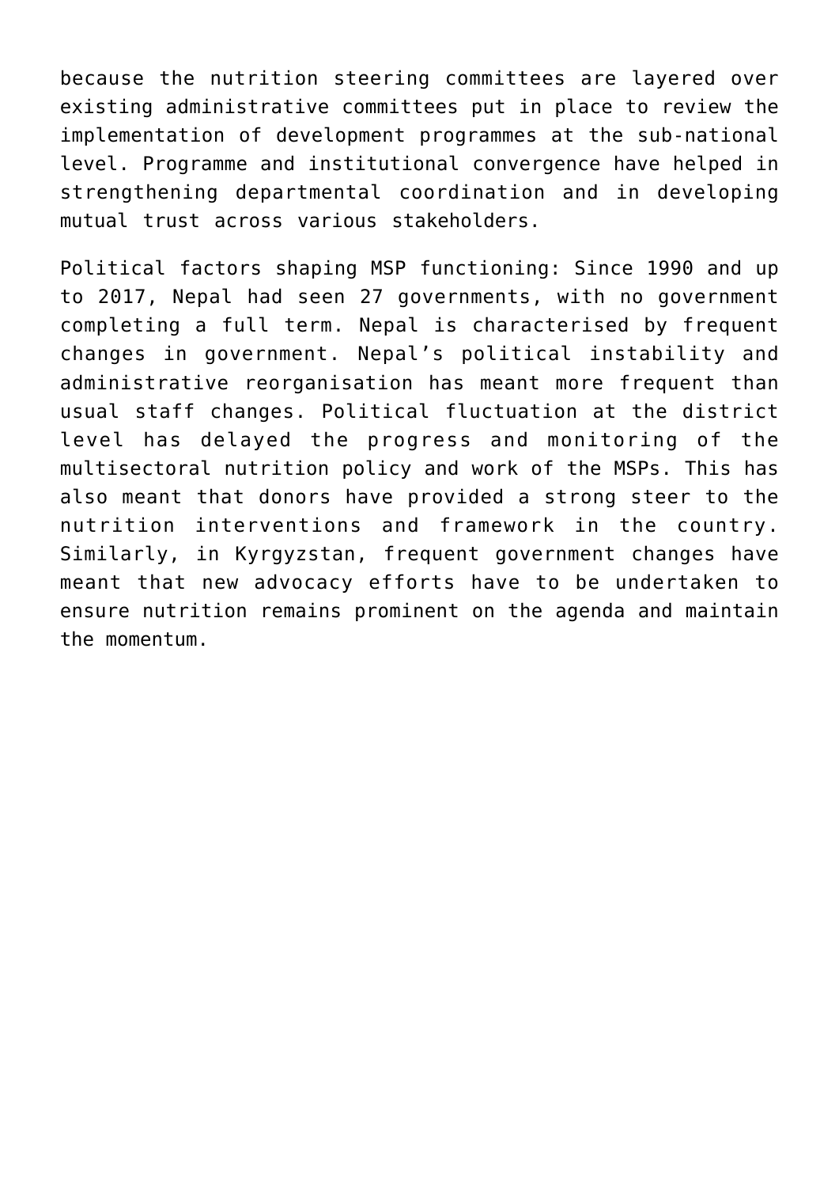because the nutrition steering committees are layered over existing administrative committees put in place to review the implementation of development programmes at the sub-national level. Programme and institutional convergence have helped in strengthening departmental coordination and in developing mutual trust across various stakeholders.

Political factors shaping MSP functioning: Since 1990 and up to 2017, Nepal had seen 27 governments, with no government completing a full term. Nepal is characterised by frequent changes in government. Nepal's political instability and administrative reorganisation has meant more frequent than usual staff changes. Political fluctuation at the district level has delayed the progress and monitoring of the multisectoral nutrition policy and work of the MSPs. This has also meant that donors have provided a strong steer to the nutrition interventions and framework in the country. Similarly, in Kyrgyzstan, frequent government changes have meant that new advocacy efforts have to be undertaken to ensure nutrition remains prominent on the agenda and maintain the momentum.